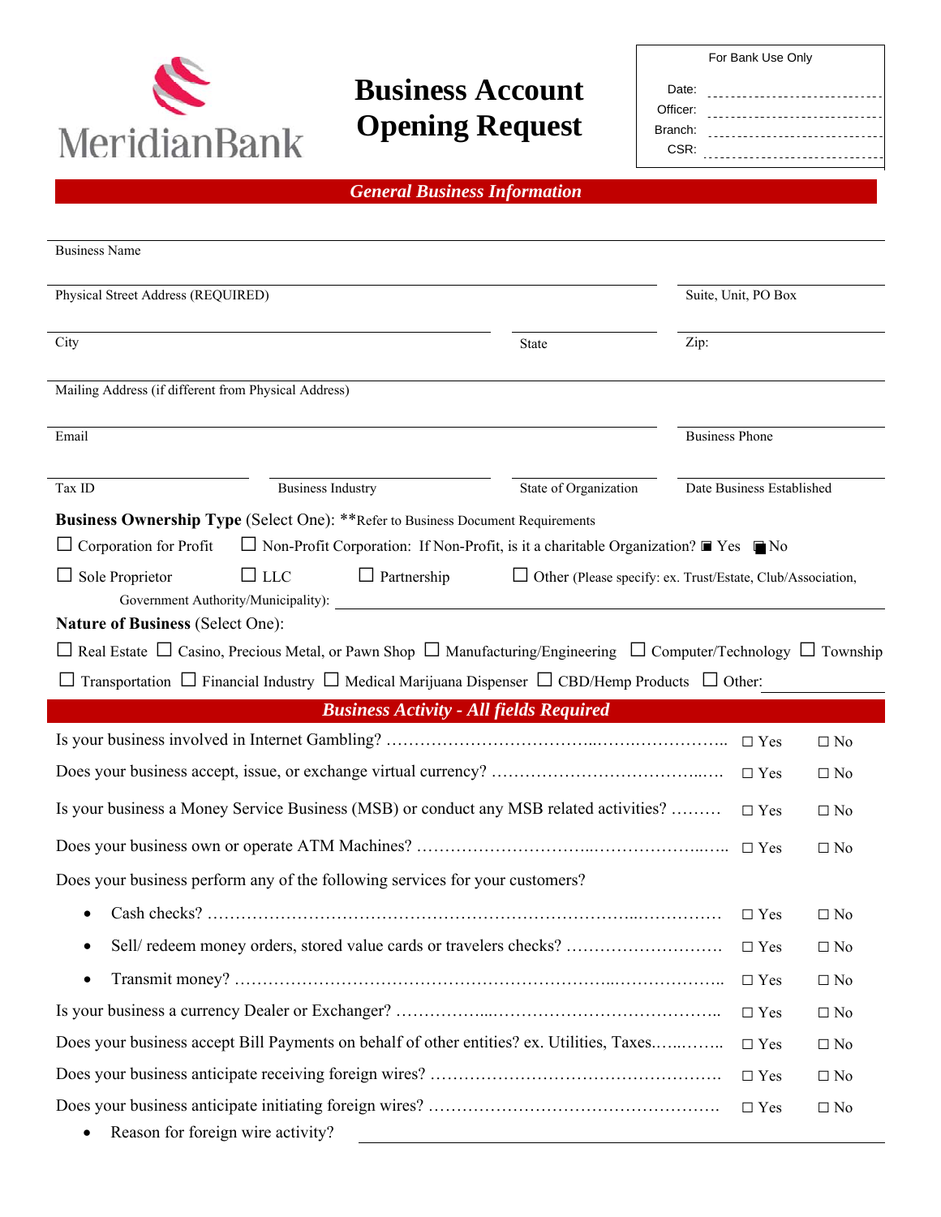MeridianBank

# Business Account Opening Request

| For Bank Use Only | |
|---|---|
| Date: | |
| Officer: | |
| Branch: | |
| CSR: | |

## *General Business Information*

Business Name

Physical Street Address (REQUIRED) | Suite, Unit, PO Box

City | State | Zip:

Mailing Address (if different from Physical Address)

Email | Business Phone

Tax ID | Business Industry | State of Organization | Date Business Established

**Business Ownership Type** (Select One): **Refer to Business Document Requirements

☐ Corporation for Profit ☐ Non-Profit Corporation: If Non-Profit, is it a charitable Organization? ■ Yes ■ No

☐ Sole Proprietor ☐ LLC ☐ Partnership ☐ Other (Please specify: ex. Trust/Estate, Club/Association, Government Authority/Municipality): ____________

**Nature of Business** (Select One):

☐ Real Estate ☐ Casino, Precious Metal, or Pawn Shop ☐ Manufacturing/Engineering ☐ Computer/Technology ☐ Township

☐ Transportation ☐ Financial Industry ☐ Medical Marijuana Dispenser ☐ CBD/Hemp Products ☐ Other: ____________

## *Business Activity - All fields Required*

Is your business involved in Internet Gambling? ☐ Yes ☐ No

Does your business accept, issue, or exchange virtual currency? ☐ Yes ☐ No

Is your business a Money Service Business (MSB) or conduct any MSB related activities? ☐ Yes ☐ No

Does your business own or operate ATM Machines? ☐ Yes ☐ No

Does your business perform any of the following services for your customers?

- Cash checks? ☐ Yes ☐ No
- Sell/ redeem money orders, stored value cards or travelers checks? ☐ Yes ☐ No
- Transmit money? ☐ Yes ☐ No

Is your business a currency Dealer or Exchanger? ☐ Yes ☐ No

Does your business accept Bill Payments on behalf of other entities? ex. Utilities, Taxes. ☐ Yes ☐ No

Does your business anticipate receiving foreign wires? ☐ Yes ☐ No

Does your business anticipate initiating foreign wires? ☐ Yes ☐ No

- Reason for foreign wire activity? ____________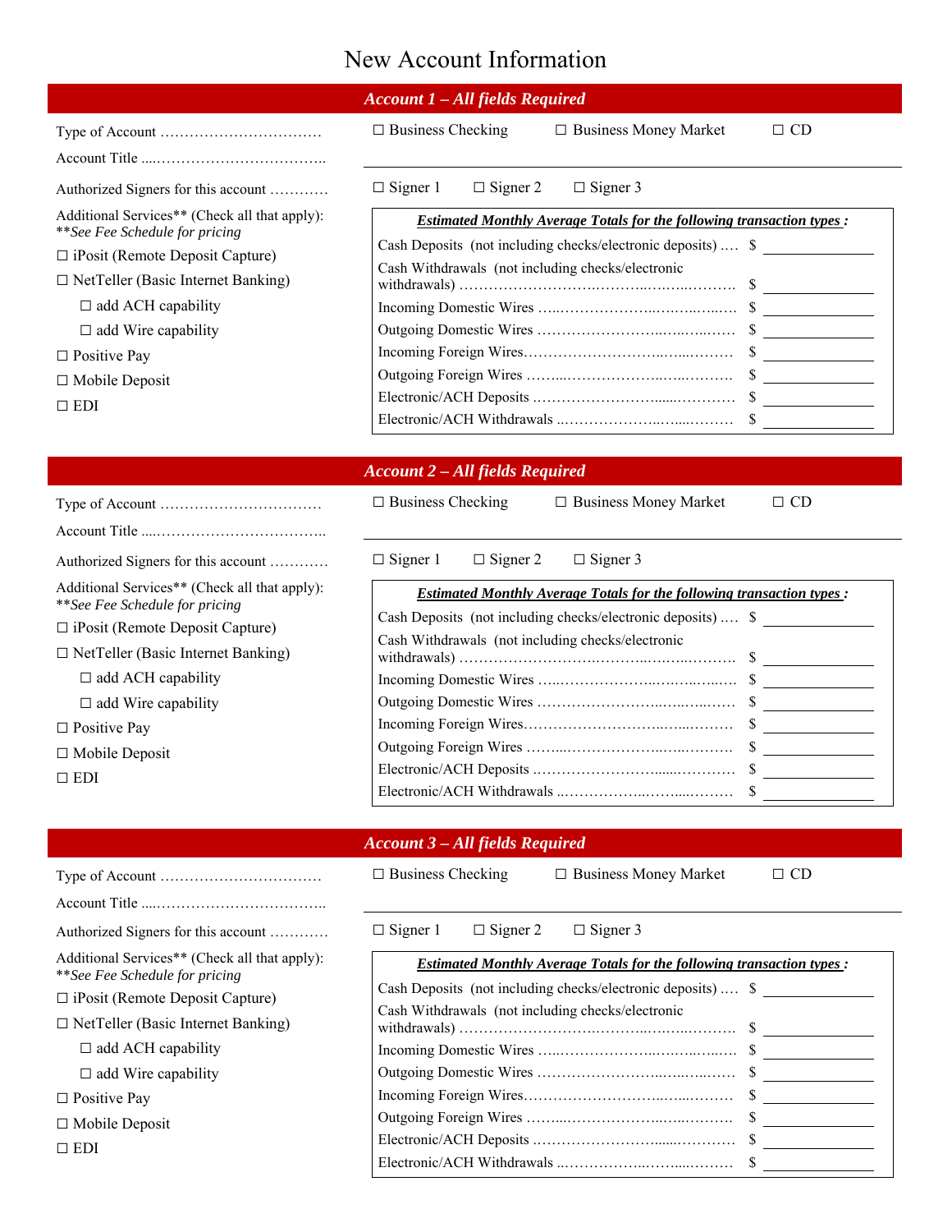# New Account Information

## *Account 1 – All fields Required*

Type of Account ………………………… ☐ Business Checking ☐ Business Money Market ☐ CD

Account Title ……………………………… ____________________

Authorized Signers for this account ………… ☐ Signer 1 ☐ Signer 2 ☐ Signer 3

Additional Services** (Check all that apply):
***See Fee Schedule for pricing*

☐ iPosit (Remote Deposit Capture)
☐ NetTeller (Basic Internet Banking)
  ☐ add ACH capability
  ☐ add Wire capability
☐ Positive Pay
☐ Mobile Deposit
☐ EDI

***Estimated Monthly Average Totals for the following transaction types :***

| | |
|---|---|
| Cash Deposits (not including checks/electronic deposits) …. | $ ________ |
| Cash Withdrawals (not including checks/electronic withdrawals) ……………… | $ ________ |
| Incoming Domestic Wires ……………… | $ ________ |
| Outgoing Domestic Wires ……………… | $ ________ |
| Incoming Foreign Wires……………… | $ ________ |
| Outgoing Foreign Wires ……………… | $ ________ |
| Electronic/ACH Deposits ……………… | $ ________ |
| Electronic/ACH Withdrawals ……………… | $ ________ |

## *Account 2 – All fields Required*

Type of Account ………………………… ☐ Business Checking ☐ Business Money Market ☐ CD

Account Title ……………………………… ____________________

Authorized Signers for this account ………… ☐ Signer 1 ☐ Signer 2 ☐ Signer 3

Additional Services** (Check all that apply):
***See Fee Schedule for pricing*

☐ iPosit (Remote Deposit Capture)
☐ NetTeller (Basic Internet Banking)
  ☐ add ACH capability
  ☐ add Wire capability
☐ Positive Pay
☐ Mobile Deposit
☐ EDI

***Estimated Monthly Average Totals for the following transaction types :***

| | |
|---|---|
| Cash Deposits (not including checks/electronic deposits) …. | $ ________ |
| Cash Withdrawals (not including checks/electronic withdrawals) ……………… | $ ________ |
| Incoming Domestic Wires ……………… | $ ________ |
| Outgoing Domestic Wires ……………… | $ ________ |
| Incoming Foreign Wires……………… | $ ________ |
| Outgoing Foreign Wires ……………… | $ ________ |
| Electronic/ACH Deposits ……………… | $ ________ |
| Electronic/ACH Withdrawals ……………… | $ ________ |

## *Account 3 – All fields Required*

Type of Account ………………………… ☐ Business Checking ☐ Business Money Market ☐ CD

Account Title ……………………………… ____________________

Authorized Signers for this account ………… ☐ Signer 1 ☐ Signer 2 ☐ Signer 3

Additional Services** (Check all that apply):
***See Fee Schedule for pricing*

☐ iPosit (Remote Deposit Capture)
☐ NetTeller (Basic Internet Banking)
  ☐ add ACH capability
  ☐ add Wire capability
☐ Positive Pay
☐ Mobile Deposit
☐ EDI

***Estimated Monthly Average Totals for the following transaction types :***

| | |
|---|---|
| Cash Deposits (not including checks/electronic deposits) …. | $ ________ |
| Cash Withdrawals (not including checks/electronic withdrawals) ……………… | $ ________ |
| Incoming Domestic Wires ……………… | $ ________ |
| Outgoing Domestic Wires ……………… | $ ________ |
| Incoming Foreign Wires……………… | $ ________ |
| Outgoing Foreign Wires ……………… | $ ________ |
| Electronic/ACH Deposits ……………… | $ ________ |
| Electronic/ACH Withdrawals ……………… | $ ________ |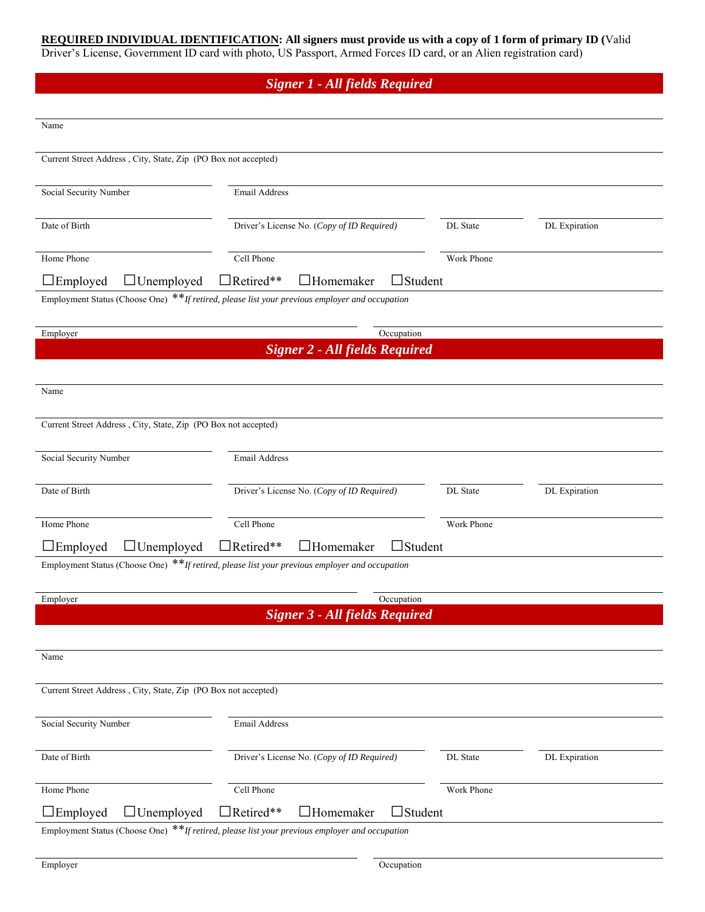**REQUIRED INDIVIDUAL IDENTIFICATION: All signers must provide us with a copy of 1 form of primary ID (**Valid Driver's License, Government ID card with photo, US Passport, Armed Forces ID card, or an Alien registration card)

## *Signer 1 - All fields Required*

Name

Current Street Address , City, State, Zip (PO Box not accepted)

Social Security Number | Email Address

Date of Birth | Driver's License No. (*Copy of ID Required*) | DL State | DL Expiration

Home Phone | Cell Phone | Work Phone

☐Employed ☐Unemployed ☐Retired** ☐Homemaker ☐Student

Employment Status (Choose One) ***If retired, please list your previous employer and occupation*

Employer | Occupation

## *Signer 2 - All fields Required*

Name

Current Street Address , City, State, Zip (PO Box not accepted)

Social Security Number | Email Address

Date of Birth | Driver's License No. (*Copy of ID Required*) | DL State | DL Expiration

Home Phone | Cell Phone | Work Phone

☐Employed ☐Unemployed ☐Retired** ☐Homemaker ☐Student

Employment Status (Choose One) ***If retired, please list your previous employer and occupation*

Employer | Occupation

## *Signer 3 - All fields Required*

Name

Current Street Address , City, State, Zip (PO Box not accepted)

Social Security Number | Email Address

Date of Birth | Driver's License No. (*Copy of ID Required*) | DL State | DL Expiration

Home Phone | Cell Phone | Work Phone

☐Employed ☐Unemployed ☐Retired** ☐Homemaker ☐Student

Employment Status (Choose One) ***If retired, please list your previous employer and occupation*

Employer | Occupation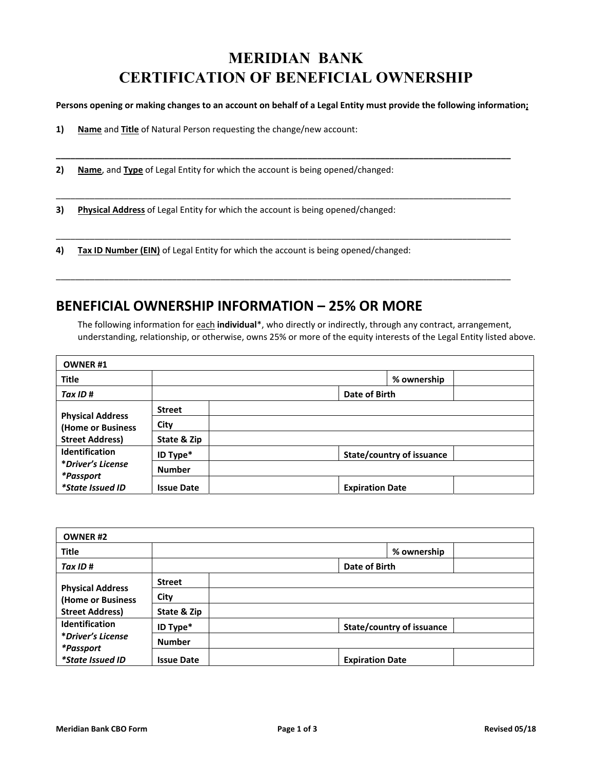# MERIDIAN BANK
# CERTIFICATION OF BENEFICIAL OWNERSHIP

**Persons opening or making changes to an account on behalf of a Legal Entity must provide the following information;**

1) **Name** and **Title** of Natural Person requesting the change/new account:

_______________________________________________________________________________

2) **Name**, and **Type** of Legal Entity for which the account is being opened/changed:

_______________________________________________________________________________

3) **Physical Address** of Legal Entity for which the account is being opened/changed:

_______________________________________________________________________________

4) **Tax ID Number (EIN)** of Legal Entity for which the account is being opened/changed:

_______________________________________________________________________________

## BENEFICIAL OWNERSHIP INFORMATION – 25% OR MORE

The following information for each **individual***, who directly or indirectly, through any contract, arrangement, understanding, relationship, or otherwise, owns 25% or more of the equity interests of the Legal Entity listed above.

| **OWNER #1** | | | | |
|---|---|---|---|---|
| **Title** | | | **% ownership** | |
| ***Tax ID #*** | | | **Date of Birth** | |
| **Physical Address (Home or Business Street Address)** | **Street** | | | |
| | **City** | | | |
| | **State & Zip** | | | |
| **Identification** | **ID Type*** | | **State/country of issuance** | |
| ***Driver's License** | **Number** | | | |
| ***Passport** | | | | |
| ***State Issued ID** | **Issue Date** | | **Expiration Date** | |

| **OWNER #2** | | | | |
|---|---|---|---|---|
| **Title** | | | **% ownership** | |
| ***Tax ID #*** | | | **Date of Birth** | |
| **Physical Address (Home or Business Street Address)** | **Street** | | | |
| | **City** | | | |
| | **State & Zip** | | | |
| **Identification** | **ID Type*** | | **State/country of issuance** | |
| ***Driver's License** | **Number** | | | |
| ***Passport** | | | | |
| ***State Issued ID** | **Issue Date** | | **Expiration Date** | |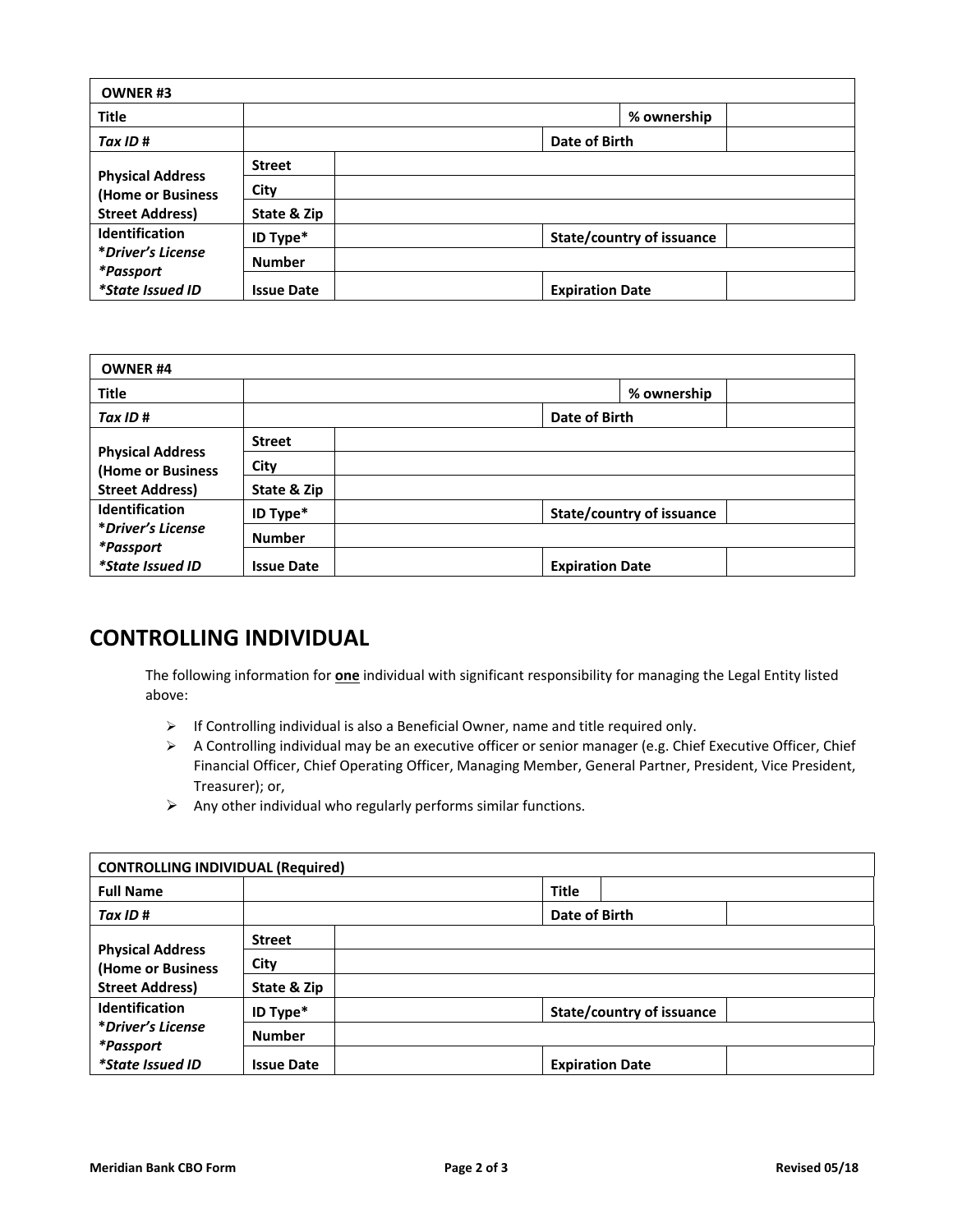| OWNER #3 | | | | |
|---|---|---|---|---|
| Title | | | % ownership | |
| *Tax ID #* | | | Date of Birth | |
| Physical Address (Home or Business Street Address) | Street | | | |
| | City | | | |
| | State & Zip | | | |
| Identification *Driver's License *Passport *State Issued ID | ID Type* | | State/country of issuance | |
| | Number | | | |
| | Issue Date | | Expiration Date | |

| OWNER #4 | | | | |
|---|---|---|---|---|
| Title | | | % ownership | |
| *Tax ID #* | | | Date of Birth | |
| Physical Address (Home or Business Street Address) | Street | | | |
| | City | | | |
| | State & Zip | | | |
| Identification *Driver's License *Passport *State Issued ID | ID Type* | | State/country of issuance | |
| | Number | | | |
| | Issue Date | | Expiration Date | |

## CONTROLLING INDIVIDUAL

The following information for **one** individual with significant responsibility for managing the Legal Entity listed above:

- If Controlling individual is also a Beneficial Owner, name and title required only.
- A Controlling individual may be an executive officer or senior manager (e.g. Chief Executive Officer, Chief Financial Officer, Chief Operating Officer, Managing Member, General Partner, President, Vice President, Treasurer); or,
- Any other individual who regularly performs similar functions.

| CONTROLLING INDIVIDUAL (Required) | | | | |
|---|---|---|---|---|
| Full Name | | | Title | |
| *Tax ID #* | | | Date of Birth | |
| Physical Address (Home or Business Street Address) | Street | | | |
| | City | | | |
| | State & Zip | | | |
| Identification *Driver's License *Passport *State Issued ID | ID Type* | | State/country of issuance | |
| | Number | | | |
| | Issue Date | | Expiration Date | |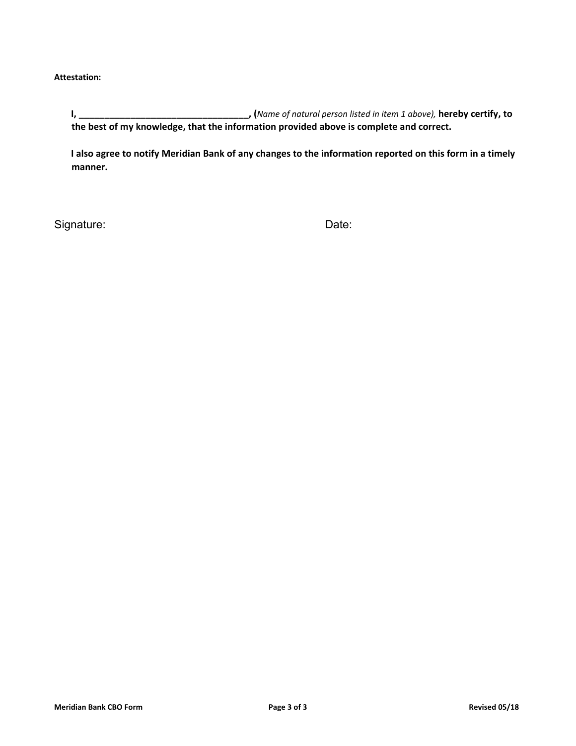**Attestation:**

**I, \_\_\_\_\_\_\_\_\_\_\_\_\_\_\_\_\_\_\_\_\_\_\_\_\_\_\_\_\_\_\_\_\_\_, (***Name of natural person listed in item 1 above),* **hereby certify, to the best of my knowledge, that the information provided above is complete and correct.**

**I also agree to notify Meridian Bank of any changes to the information reported on this form in a timely manner.**

Signature: Date: